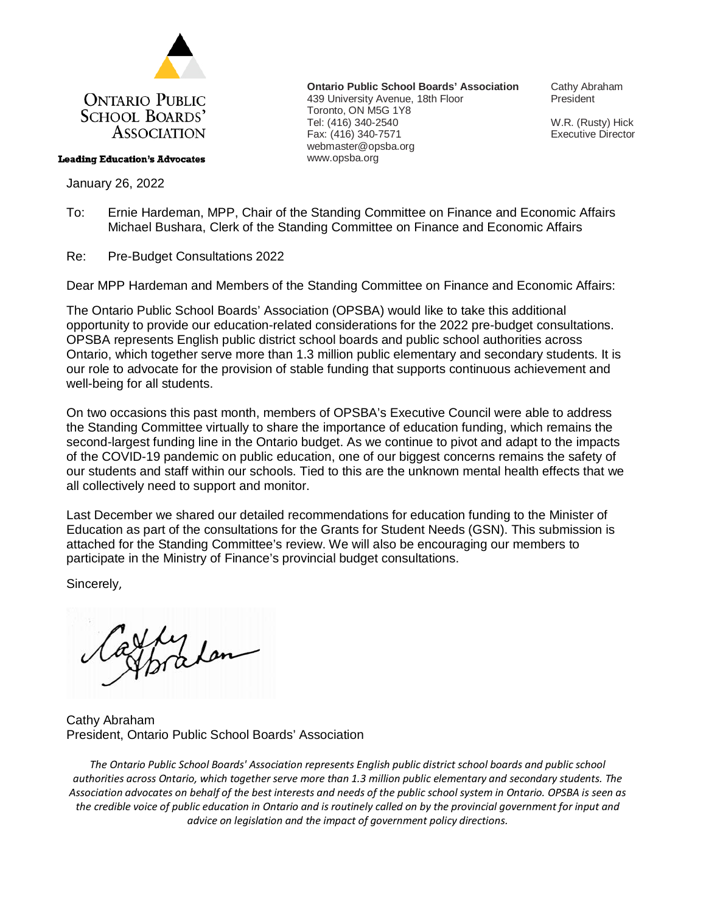**ONTARIO PUBLIC SCHOOL BOARDS' ASSOCIATION**

**Leading Education's Advocates**

**Ontario Public School Boards' Association**
439 University Avenue, 18th Floor
Toronto, ON M5G 1Y8
Tel: (416) 340-2540
Fax: (416) 340-7571
webmaster@opsba.org
www.opsba.org

Cathy Abraham
President

W.R. (Rusty) Hick
Executive Director

January 26, 2022

To: Ernie Hardeman, MPP, Chair of the Standing Committee on Finance and Economic Affairs
Michael Bushara, Clerk of the Standing Committee on Finance and Economic Affairs

Re: Pre-Budget Consultations 2022

Dear MPP Hardeman and Members of the Standing Committee on Finance and Economic Affairs:

The Ontario Public School Boards' Association (OPSBA) would like to take this additional opportunity to provide our education-related considerations for the 2022 pre-budget consultations. OPSBA represents English public district school boards and public school authorities across Ontario, which together serve more than 1.3 million public elementary and secondary students. It is our role to advocate for the provision of stable funding that supports continuous achievement and well-being for all students.

On two occasions this past month, members of OPSBA's Executive Council were able to address the Standing Committee virtually to share the importance of education funding, which remains the second-largest funding line in the Ontario budget. As we continue to pivot and adapt to the impacts of the COVID-19 pandemic on public education, one of our biggest concerns remains the safety of our students and staff within our schools. Tied to this are the unknown mental health effects that we all collectively need to support and monitor.

Last December we shared our detailed recommendations for education funding to the Minister of Education as part of the consultations for the Grants for Student Needs (GSN). This submission is attached for the Standing Committee's review. We will also be encouraging our members to participate in the Ministry of Finance's provincial budget consultations.

Sincerely,

Cathy Abraham
President, Ontario Public School Boards' Association

*The Ontario Public School Boards' Association represents English public district school boards and public school authorities across Ontario, which together serve more than 1.3 million public elementary and secondary students. The Association advocates on behalf of the best interests and needs of the public school system in Ontario. OPSBA is seen as the credible voice of public education in Ontario and is routinely called on by the provincial government for input and advice on legislation and the impact of government policy directions.*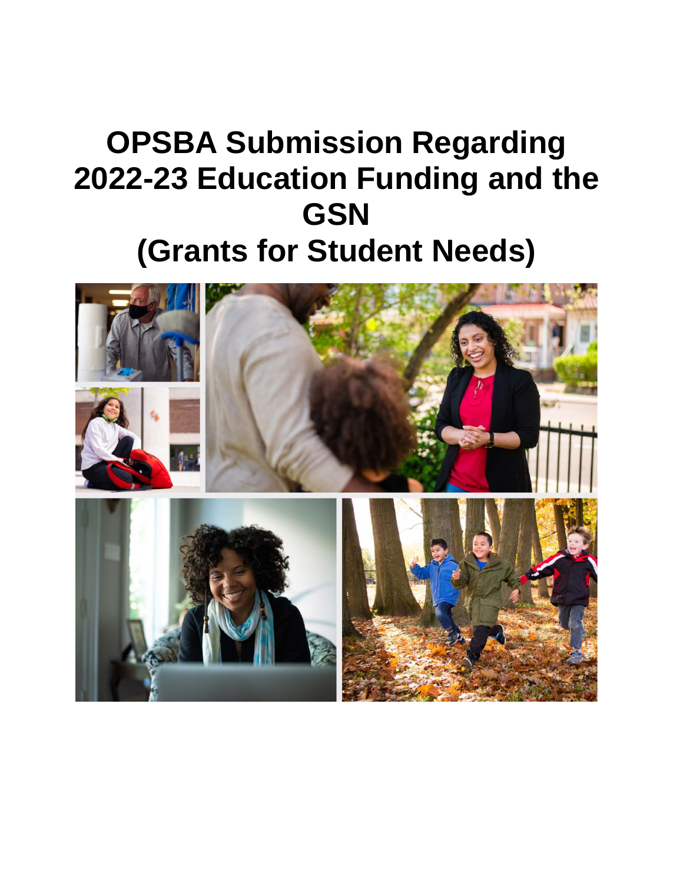# OPSBA Submission Regarding 2022-23 Education Funding and the GSN (Grants for Student Needs)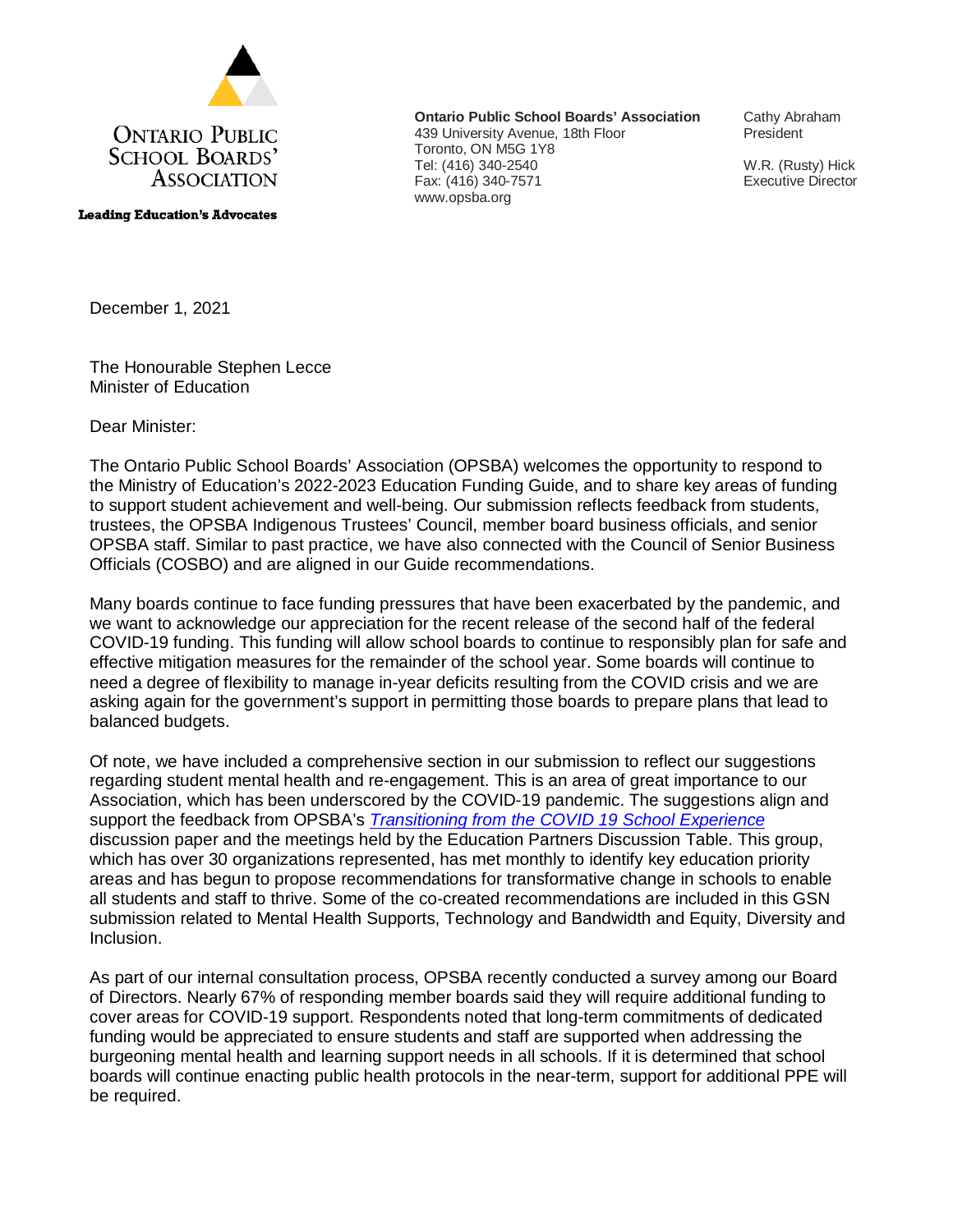**ONTARIO PUBLIC SCHOOL BOARDS' ASSOCIATION**

**Leading Education's Advocates**

**Ontario Public School Boards' Association**
439 University Avenue, 18th Floor
Toronto, ON M5G 1Y8
Tel: (416) 340-2540
Fax: (416) 340-7571
www.opsba.org

Cathy Abraham
President

W.R. (Rusty) Hick
Executive Director

December 1, 2021

The Honourable Stephen Lecce
Minister of Education

Dear Minister:

The Ontario Public School Boards' Association (OPSBA) welcomes the opportunity to respond to the Ministry of Education's 2022-2023 Education Funding Guide, and to share key areas of funding to support student achievement and well-being. Our submission reflects feedback from students, trustees, the OPSBA Indigenous Trustees' Council, member board business officials, and senior OPSBA staff. Similar to past practice, we have also connected with the Council of Senior Business Officials (COSBO) and are aligned in our Guide recommendations.

Many boards continue to face funding pressures that have been exacerbated by the pandemic, and we want to acknowledge our appreciation for the recent release of the second half of the federal COVID-19 funding. This funding will allow school boards to continue to responsibly plan for safe and effective mitigation measures for the remainder of the school year. Some boards will continue to need a degree of flexibility to manage in-year deficits resulting from the COVID crisis and we are asking again for the government's support in permitting those boards to prepare plans that lead to balanced budgets.

Of note, we have included a comprehensive section in our submission to reflect our suggestions regarding student mental health and re-engagement. This is an area of great importance to our Association, which has been underscored by the COVID-19 pandemic. The suggestions align and support the feedback from OPSBA's *Transitioning from the COVID 19 School Experience* discussion paper and the meetings held by the Education Partners Discussion Table. This group, which has over 30 organizations represented, has met monthly to identify key education priority areas and has begun to propose recommendations for transformative change in schools to enable all students and staff to thrive. Some of the co-created recommendations are included in this GSN submission related to Mental Health Supports, Technology and Bandwidth and Equity, Diversity and Inclusion.

As part of our internal consultation process, OPSBA recently conducted a survey among our Board of Directors. Nearly 67% of responding member boards said they will require additional funding to cover areas for COVID-19 support. Respondents noted that long-term commitments of dedicated funding would be appreciated to ensure students and staff are supported when addressing the burgeoning mental health and learning support needs in all schools. If it is determined that school boards will continue enacting public health protocols in the near-term, support for additional PPE will be required.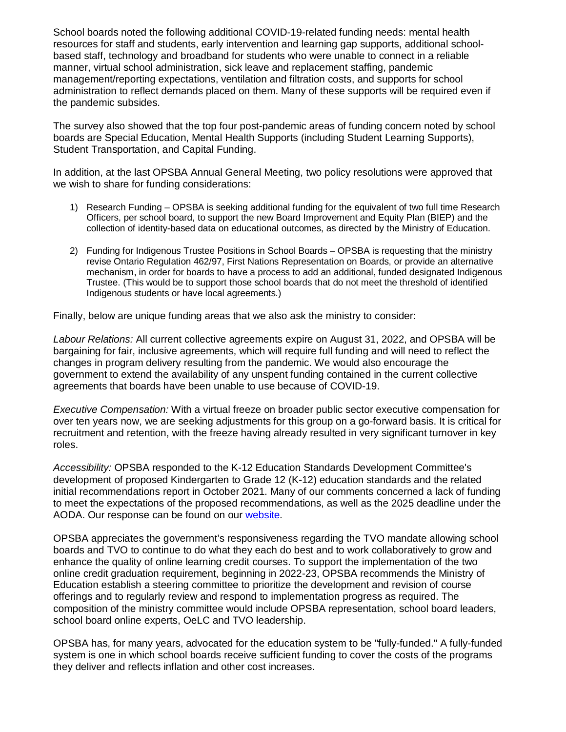School boards noted the following additional COVID-19-related funding needs: mental health resources for staff and students, early intervention and learning gap supports, additional school-based staff, technology and broadband for students who were unable to connect in a reliable manner, virtual school administration, sick leave and replacement staffing, pandemic management/reporting expectations, ventilation and filtration costs, and supports for school administration to reflect demands placed on them. Many of these supports will be required even if the pandemic subsides.

The survey also showed that the top four post-pandemic areas of funding concern noted by school boards are Special Education, Mental Health Supports (including Student Learning Supports), Student Transportation, and Capital Funding.

In addition, at the last OPSBA Annual General Meeting, two policy resolutions were approved that we wish to share for funding considerations:

1) Research Funding – OPSBA is seeking additional funding for the equivalent of two full time Research Officers, per school board, to support the new Board Improvement and Equity Plan (BIEP) and the collection of identity-based data on educational outcomes, as directed by the Ministry of Education.

2) Funding for Indigenous Trustee Positions in School Boards – OPSBA is requesting that the ministry revise Ontario Regulation 462/97, First Nations Representation on Boards, or provide an alternative mechanism, in order for boards to have a process to add an additional, funded designated Indigenous Trustee. (This would be to support those school boards that do not meet the threshold of identified Indigenous students or have local agreements.)

Finally, below are unique funding areas that we also ask the ministry to consider:

*Labour Relations:* All current collective agreements expire on August 31, 2022, and OPSBA will be bargaining for fair, inclusive agreements, which will require full funding and will need to reflect the changes in program delivery resulting from the pandemic. We would also encourage the government to extend the availability of any unspent funding contained in the current collective agreements that boards have been unable to use because of COVID-19.

*Executive Compensation:* With a virtual freeze on broader public sector executive compensation for over ten years now, we are seeking adjustments for this group on a go-forward basis. It is critical for recruitment and retention, with the freeze having already resulted in very significant turnover in key roles.

*Accessibility:* OPSBA responded to the K-12 Education Standards Development Committee's development of proposed Kindergarten to Grade 12 (K-12) education standards and the related initial recommendations report in October 2021. Many of our comments concerned a lack of funding to meet the expectations of the proposed recommendations, as well as the 2025 deadline under the AODA. Our response can be found on our website.

OPSBA appreciates the government's responsiveness regarding the TVO mandate allowing school boards and TVO to continue to do what they each do best and to work collaboratively to grow and enhance the quality of online learning credit courses. To support the implementation of the two online credit graduation requirement, beginning in 2022-23, OPSBA recommends the Ministry of Education establish a steering committee to prioritize the development and revision of course offerings and to regularly review and respond to implementation progress as required. The composition of the ministry committee would include OPSBA representation, school board leaders, school board online experts, OeLC and TVO leadership.

OPSBA has, for many years, advocated for the education system to be "fully-funded." A fully-funded system is one in which school boards receive sufficient funding to cover the costs of the programs they deliver and reflects inflation and other cost increases.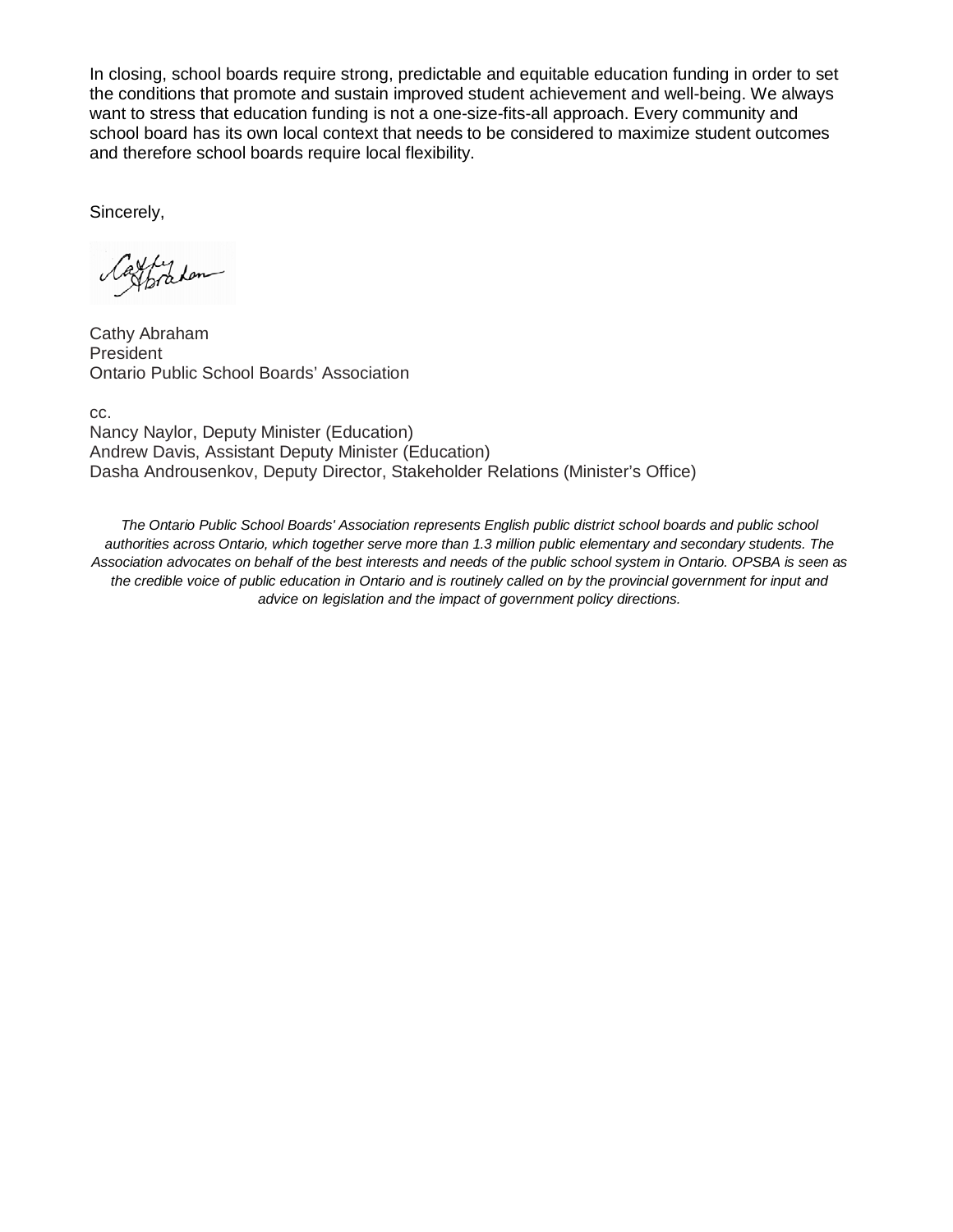In closing, school boards require strong, predictable and equitable education funding in order to set the conditions that promote and sustain improved student achievement and well-being. We always want to stress that education funding is not a one-size-fits-all approach. Every community and school board has its own local context that needs to be considered to maximize student outcomes and therefore school boards require local flexibility.

Sincerely,

Cathy Abraham  
President  
Ontario Public School Boards' Association

cc.  
Nancy Naylor, Deputy Minister (Education)  
Andrew Davis, Assistant Deputy Minister (Education)  
Dasha Androusenkov, Deputy Director, Stakeholder Relations (Minister's Office)

*The Ontario Public School Boards' Association represents English public district school boards and public school authorities across Ontario, which together serve more than 1.3 million public elementary and secondary students. The Association advocates on behalf of the best interests and needs of the public school system in Ontario. OPSBA is seen as the credible voice of public education in Ontario and is routinely called on by the provincial government for input and advice on legislation and the impact of government policy directions.*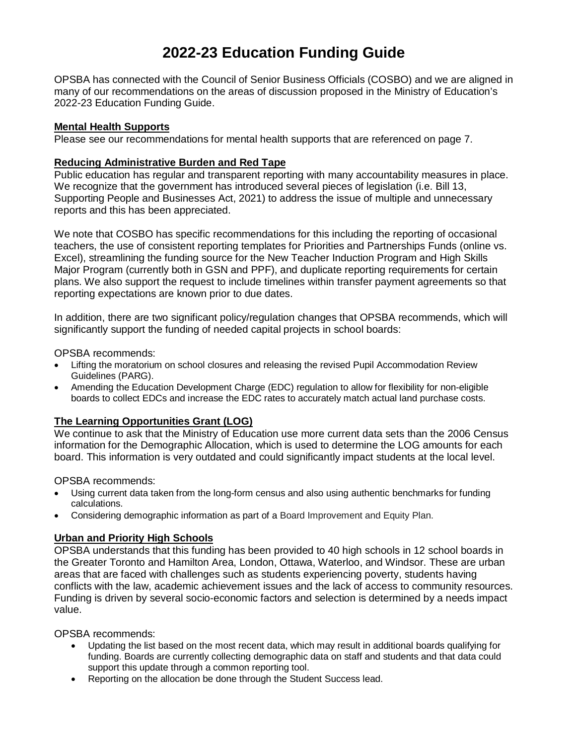# 2022-23 Education Funding Guide

OPSBA has connected with the Council of Senior Business Officials (COSBO) and we are aligned in many of our recommendations on the areas of discussion proposed in the Ministry of Education's 2022-23 Education Funding Guide.

**Mental Health Supports**

Please see our recommendations for mental health supports that are referenced on page 7.

**Reducing Administrative Burden and Red Tape**

Public education has regular and transparent reporting with many accountability measures in place. We recognize that the government has introduced several pieces of legislation (i.e. Bill 13, Supporting People and Businesses Act, 2021) to address the issue of multiple and unnecessary reports and this has been appreciated.

We note that COSBO has specific recommendations for this including the reporting of occasional teachers, the use of consistent reporting templates for Priorities and Partnerships Funds (online vs. Excel), streamlining the funding source for the New Teacher Induction Program and High Skills Major Program (currently both in GSN and PPF), and duplicate reporting requirements for certain plans. We also support the request to include timelines within transfer payment agreements so that reporting expectations are known prior to due dates.

In addition, there are two significant policy/regulation changes that OPSBA recommends, which will significantly support the funding of needed capital projects in school boards:

OPSBA recommends:

- Lifting the moratorium on school closures and releasing the revised Pupil Accommodation Review Guidelines (PARG).
- Amending the Education Development Charge (EDC) regulation to allow for flexibility for non-eligible boards to collect EDCs and increase the EDC rates to accurately match actual land purchase costs.

**The Learning Opportunities Grant (LOG)**

We continue to ask that the Ministry of Education use more current data sets than the 2006 Census information for the Demographic Allocation, which is used to determine the LOG amounts for each board. This information is very outdated and could significantly impact students at the local level.

OPSBA recommends:

- Using current data taken from the long-form census and also using authentic benchmarks for funding calculations.
- Considering demographic information as part of a Board Improvement and Equity Plan.

**Urban and Priority High Schools**

OPSBA understands that this funding has been provided to 40 high schools in 12 school boards in the Greater Toronto and Hamilton Area, London, Ottawa, Waterloo, and Windsor. These are urban areas that are faced with challenges such as students experiencing poverty, students having conflicts with the law, academic achievement issues and the lack of access to community resources. Funding is driven by several socio-economic factors and selection is determined by a needs impact value.

OPSBA recommends:

- Updating the list based on the most recent data, which may result in additional boards qualifying for funding. Boards are currently collecting demographic data on staff and students and that data could support this update through a common reporting tool.
- Reporting on the allocation be done through the Student Success lead.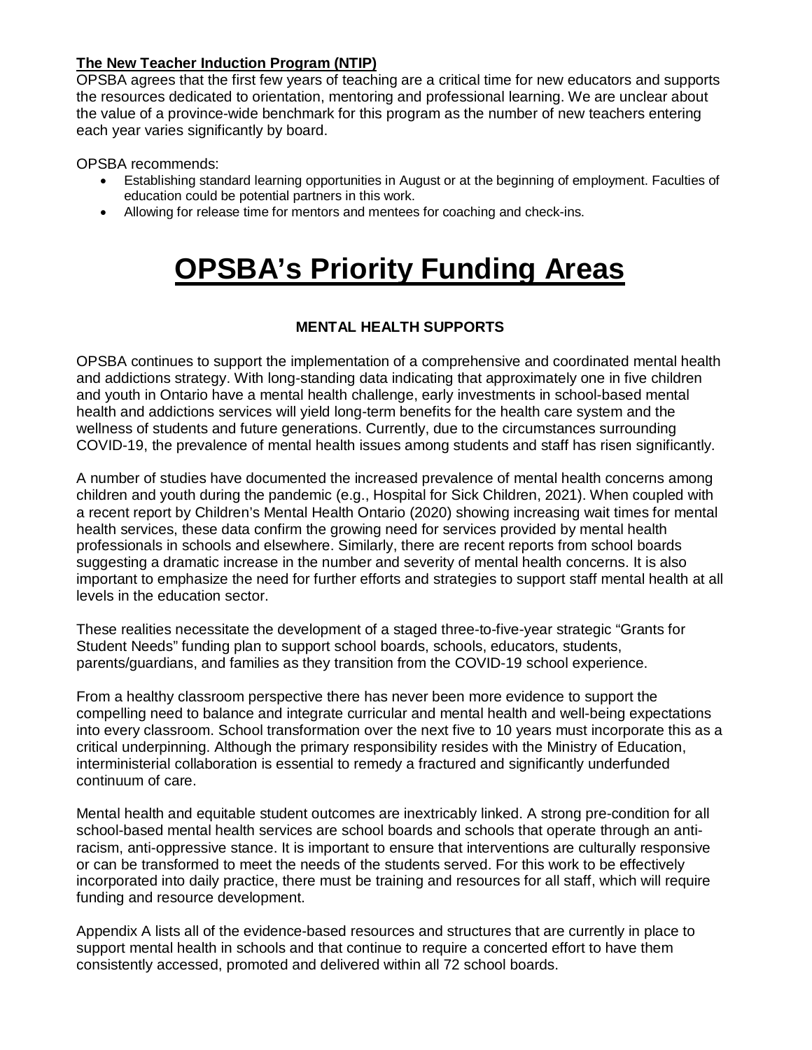**The New Teacher Induction Program (NTIP)**

OPSBA agrees that the first few years of teaching are a critical time for new educators and supports the resources dedicated to orientation, mentoring and professional learning. We are unclear about the value of a province-wide benchmark for this program as the number of new teachers entering each year varies significantly by board.

OPSBA recommends:

- Establishing standard learning opportunities in August or at the beginning of employment. Faculties of education could be potential partners in this work.
- Allowing for release time for mentors and mentees for coaching and check-ins.

# OPSBA's Priority Funding Areas

### MENTAL HEALTH SUPPORTS

OPSBA continues to support the implementation of a comprehensive and coordinated mental health and addictions strategy. With long-standing data indicating that approximately one in five children and youth in Ontario have a mental health challenge, early investments in school-based mental health and addictions services will yield long-term benefits for the health care system and the wellness of students and future generations. Currently, due to the circumstances surrounding COVID-19, the prevalence of mental health issues among students and staff has risen significantly.

A number of studies have documented the increased prevalence of mental health concerns among children and youth during the pandemic (e.g., Hospital for Sick Children, 2021). When coupled with a recent report by Children's Mental Health Ontario (2020) showing increasing wait times for mental health services, these data confirm the growing need for services provided by mental health professionals in schools and elsewhere. Similarly, there are recent reports from school boards suggesting a dramatic increase in the number and severity of mental health concerns. It is also important to emphasize the need for further efforts and strategies to support staff mental health at all levels in the education sector.

These realities necessitate the development of a staged three-to-five-year strategic "Grants for Student Needs" funding plan to support school boards, schools, educators, students, parents/guardians, and families as they transition from the COVID-19 school experience.

From a healthy classroom perspective there has never been more evidence to support the compelling need to balance and integrate curricular and mental health and well-being expectations into every classroom. School transformation over the next five to 10 years must incorporate this as a critical underpinning. Although the primary responsibility resides with the Ministry of Education, interministerial collaboration is essential to remedy a fractured and significantly underfunded continuum of care.

Mental health and equitable student outcomes are inextricably linked. A strong pre-condition for all school-based mental health services are school boards and schools that operate through an anti-racism, anti-oppressive stance. It is important to ensure that interventions are culturally responsive or can be transformed to meet the needs of the students served. For this work to be effectively incorporated into daily practice, there must be training and resources for all staff, which will require funding and resource development.

Appendix A lists all of the evidence-based resources and structures that are currently in place to support mental health in schools and that continue to require a concerted effort to have them consistently accessed, promoted and delivered within all 72 school boards.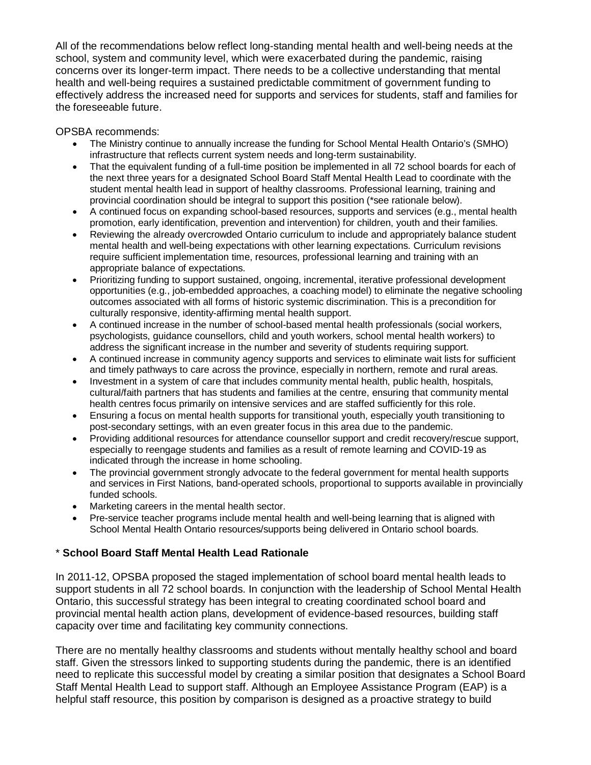All of the recommendations below reflect long-standing mental health and well-being needs at the school, system and community level, which were exacerbated during the pandemic, raising concerns over its longer-term impact. There needs to be a collective understanding that mental health and well-being requires a sustained predictable commitment of government funding to effectively address the increased need for supports and services for students, staff and families for the foreseeable future.

OPSBA recommends:

- The Ministry continue to annually increase the funding for School Mental Health Ontario's (SMHO) infrastructure that reflects current system needs and long-term sustainability.
- That the equivalent funding of a full-time position be implemented in all 72 school boards for each of the next three years for a designated School Board Staff Mental Health Lead to coordinate with the student mental health lead in support of healthy classrooms. Professional learning, training and provincial coordination should be integral to support this position (*see rationale below).
- A continued focus on expanding school-based resources, supports and services (e.g., mental health promotion, early identification, prevention and intervention) for children, youth and their families.
- Reviewing the already overcrowded Ontario curriculum to include and appropriately balance student mental health and well-being expectations with other learning expectations. Curriculum revisions require sufficient implementation time, resources, professional learning and training with an appropriate balance of expectations.
- Prioritizing funding to support sustained, ongoing, incremental, iterative professional development opportunities (e.g., job-embedded approaches, a coaching model) to eliminate the negative schooling outcomes associated with all forms of historic systemic discrimination. This is a precondition for culturally responsive, identity-affirming mental health support.
- A continued increase in the number of school-based mental health professionals (social workers, psychologists, guidance counsellors, child and youth workers, school mental health workers) to address the significant increase in the number and severity of students requiring support.
- A continued increase in community agency supports and services to eliminate wait lists for sufficient and timely pathways to care across the province, especially in northern, remote and rural areas.
- Investment in a system of care that includes community mental health, public health, hospitals, cultural/faith partners that has students and families at the centre, ensuring that community mental health centres focus primarily on intensive services and are staffed sufficiently for this role.
- Ensuring a focus on mental health supports for transitional youth, especially youth transitioning to post-secondary settings, with an even greater focus in this area due to the pandemic.
- Providing additional resources for attendance counsellor support and credit recovery/rescue support, especially to reengage students and families as a result of remote learning and COVID-19 as indicated through the increase in home schooling.
- The provincial government strongly advocate to the federal government for mental health supports and services in First Nations, band-operated schools, proportional to supports available in provincially funded schools.
- Marketing careers in the mental health sector.
- Pre-service teacher programs include mental health and well-being learning that is aligned with School Mental Health Ontario resources/supports being delivered in Ontario school boards.

\* **School Board Staff Mental Health Lead Rationale**

In 2011-12, OPSBA proposed the staged implementation of school board mental health leads to support students in all 72 school boards. In conjunction with the leadership of School Mental Health Ontario, this successful strategy has been integral to creating coordinated school board and provincial mental health action plans, development of evidence-based resources, building staff capacity over time and facilitating key community connections.

There are no mentally healthy classrooms and students without mentally healthy school and board staff. Given the stressors linked to supporting students during the pandemic, there is an identified need to replicate this successful model by creating a similar position that designates a School Board Staff Mental Health Lead to support staff. Although an Employee Assistance Program (EAP) is a helpful staff resource, this position by comparison is designed as a proactive strategy to build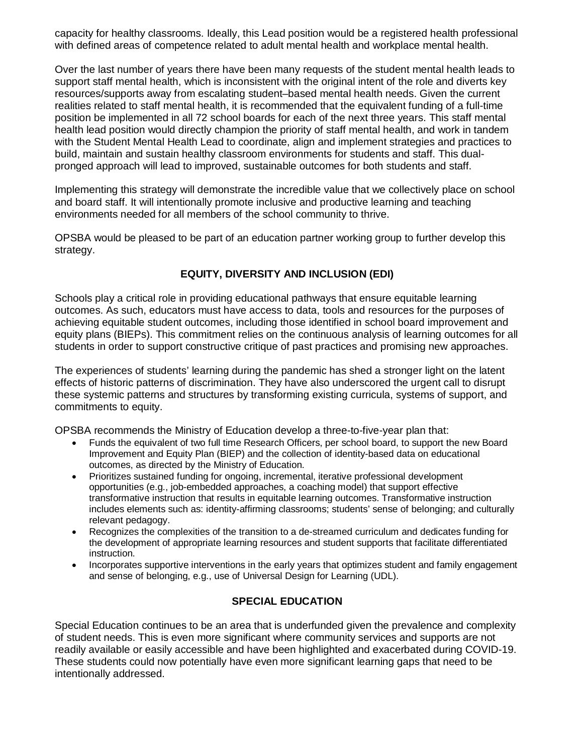capacity for healthy classrooms. Ideally, this Lead position would be a registered health professional with defined areas of competence related to adult mental health and workplace mental health.

Over the last number of years there have been many requests of the student mental health leads to support staff mental health, which is inconsistent with the original intent of the role and diverts key resources/supports away from escalating student–based mental health needs. Given the current realities related to staff mental health, it is recommended that the equivalent funding of a full-time position be implemented in all 72 school boards for each of the next three years. This staff mental health lead position would directly champion the priority of staff mental health, and work in tandem with the Student Mental Health Lead to coordinate, align and implement strategies and practices to build, maintain and sustain healthy classroom environments for students and staff. This dual-pronged approach will lead to improved, sustainable outcomes for both students and staff.

Implementing this strategy will demonstrate the incredible value that we collectively place on school and board staff. It will intentionally promote inclusive and productive learning and teaching environments needed for all members of the school community to thrive.

OPSBA would be pleased to be part of an education partner working group to further develop this strategy.

## EQUITY, DIVERSITY AND INCLUSION (EDI)

Schools play a critical role in providing educational pathways that ensure equitable learning outcomes. As such, educators must have access to data, tools and resources for the purposes of achieving equitable student outcomes, including those identified in school board improvement and equity plans (BIEPs). This commitment relies on the continuous analysis of learning outcomes for all students in order to support constructive critique of past practices and promising new approaches.

The experiences of students' learning during the pandemic has shed a stronger light on the latent effects of historic patterns of discrimination. They have also underscored the urgent call to disrupt these systemic patterns and structures by transforming existing curricula, systems of support, and commitments to equity.

OPSBA recommends the Ministry of Education develop a three-to-five-year plan that:

- Funds the equivalent of two full time Research Officers, per school board, to support the new Board Improvement and Equity Plan (BIEP) and the collection of identity-based data on educational outcomes, as directed by the Ministry of Education.
- Prioritizes sustained funding for ongoing, incremental, iterative professional development opportunities (e.g., job-embedded approaches, a coaching model) that support effective transformative instruction that results in equitable learning outcomes. Transformative instruction includes elements such as: identity-affirming classrooms; students' sense of belonging; and culturally relevant pedagogy.
- Recognizes the complexities of the transition to a de-streamed curriculum and dedicates funding for the development of appropriate learning resources and student supports that facilitate differentiated instruction.
- Incorporates supportive interventions in the early years that optimizes student and family engagement and sense of belonging, e.g., use of Universal Design for Learning (UDL).

## SPECIAL EDUCATION

Special Education continues to be an area that is underfunded given the prevalence and complexity of student needs. This is even more significant where community services and supports are not readily available or easily accessible and have been highlighted and exacerbated during COVID-19. These students could now potentially have even more significant learning gaps that need to be intentionally addressed.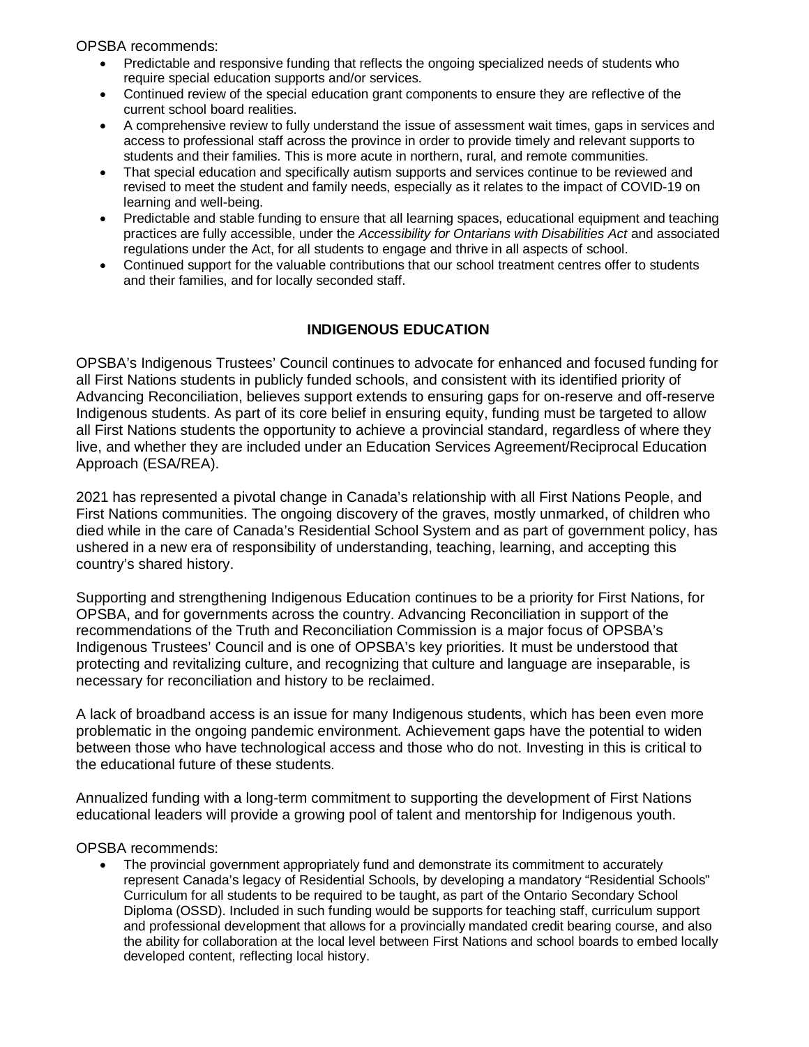OPSBA recommends:

- Predictable and responsive funding that reflects the ongoing specialized needs of students who require special education supports and/or services.
- Continued review of the special education grant components to ensure they are reflective of the current school board realities.
- A comprehensive review to fully understand the issue of assessment wait times, gaps in services and access to professional staff across the province in order to provide timely and relevant supports to students and their families. This is more acute in northern, rural, and remote communities.
- That special education and specifically autism supports and services continue to be reviewed and revised to meet the student and family needs, especially as it relates to the impact of COVID-19 on learning and well-being.
- Predictable and stable funding to ensure that all learning spaces, educational equipment and teaching practices are fully accessible, under the *Accessibility for Ontarians with Disabilities Act* and associated regulations under the Act, for all students to engage and thrive in all aspects of school.
- Continued support for the valuable contributions that our school treatment centres offer to students and their families, and for locally seconded staff.

## INDIGENOUS EDUCATION

OPSBA's Indigenous Trustees' Council continues to advocate for enhanced and focused funding for all First Nations students in publicly funded schools, and consistent with its identified priority of Advancing Reconciliation, believes support extends to ensuring gaps for on-reserve and off-reserve Indigenous students. As part of its core belief in ensuring equity, funding must be targeted to allow all First Nations students the opportunity to achieve a provincial standard, regardless of where they live, and whether they are included under an Education Services Agreement/Reciprocal Education Approach (ESA/REA).

2021 has represented a pivotal change in Canada's relationship with all First Nations People, and First Nations communities. The ongoing discovery of the graves, mostly unmarked, of children who died while in the care of Canada's Residential School System and as part of government policy, has ushered in a new era of responsibility of understanding, teaching, learning, and accepting this country's shared history.

Supporting and strengthening Indigenous Education continues to be a priority for First Nations, for OPSBA, and for governments across the country. Advancing Reconciliation in support of the recommendations of the Truth and Reconciliation Commission is a major focus of OPSBA's Indigenous Trustees' Council and is one of OPSBA's key priorities. It must be understood that protecting and revitalizing culture, and recognizing that culture and language are inseparable, is necessary for reconciliation and history to be reclaimed.

A lack of broadband access is an issue for many Indigenous students, which has been even more problematic in the ongoing pandemic environment. Achievement gaps have the potential to widen between those who have technological access and those who do not. Investing in this is critical to the educational future of these students.

Annualized funding with a long-term commitment to supporting the development of First Nations educational leaders will provide a growing pool of talent and mentorship for Indigenous youth.

OPSBA recommends:

- The provincial government appropriately fund and demonstrate its commitment to accurately represent Canada's legacy of Residential Schools, by developing a mandatory "Residential Schools" Curriculum for all students to be required to be taught, as part of the Ontario Secondary School Diploma (OSSD). Included in such funding would be supports for teaching staff, curriculum support and professional development that allows for a provincially mandated credit bearing course, and also the ability for collaboration at the local level between First Nations and school boards to embed locally developed content, reflecting local history.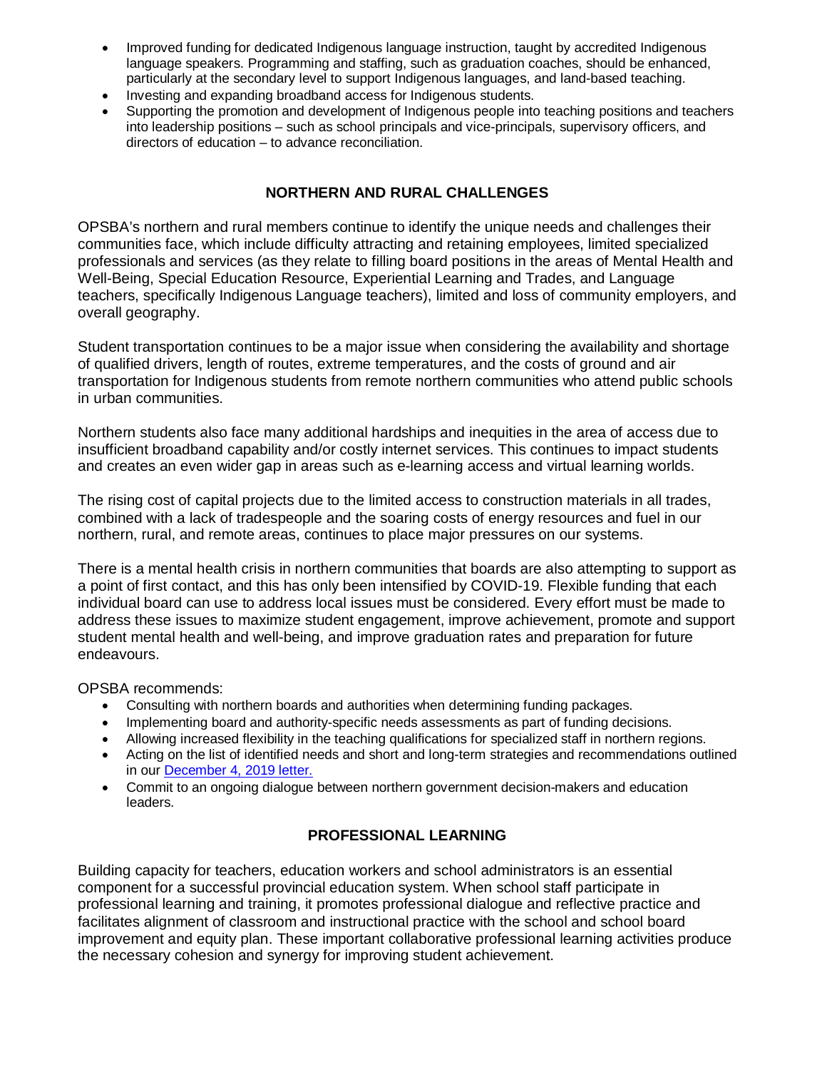- Improved funding for dedicated Indigenous language instruction, taught by accredited Indigenous language speakers. Programming and staffing, such as graduation coaches, should be enhanced, particularly at the secondary level to support Indigenous languages, and land-based teaching.
- Investing and expanding broadband access for Indigenous students.
- Supporting the promotion and development of Indigenous people into teaching positions and teachers into leadership positions – such as school principals and vice-principals, supervisory officers, and directors of education – to advance reconciliation.

## NORTHERN AND RURAL CHALLENGES

OPSBA's northern and rural members continue to identify the unique needs and challenges their communities face, which include difficulty attracting and retaining employees, limited specialized professionals and services (as they relate to filling board positions in the areas of Mental Health and Well-Being, Special Education Resource, Experiential Learning and Trades, and Language teachers, specifically Indigenous Language teachers), limited and loss of community employers, and overall geography.

Student transportation continues to be a major issue when considering the availability and shortage of qualified drivers, length of routes, extreme temperatures, and the costs of ground and air transportation for Indigenous students from remote northern communities who attend public schools in urban communities.

Northern students also face many additional hardships and inequities in the area of access due to insufficient broadband capability and/or costly internet services. This continues to impact students and creates an even wider gap in areas such as e-learning access and virtual learning worlds.

The rising cost of capital projects due to the limited access to construction materials in all trades, combined with a lack of tradespeople and the soaring costs of energy resources and fuel in our northern, rural, and remote areas, continues to place major pressures on our systems.

There is a mental health crisis in northern communities that boards are also attempting to support as a point of first contact, and this has only been intensified by COVID-19. Flexible funding that each individual board can use to address local issues must be considered. Every effort must be made to address these issues to maximize student engagement, improve achievement, promote and support student mental health and well-being, and improve graduation rates and preparation for future endeavours.

OPSBA recommends:

- Consulting with northern boards and authorities when determining funding packages.
- Implementing board and authority-specific needs assessments as part of funding decisions.
- Allowing increased flexibility in the teaching qualifications for specialized staff in northern regions.
- Acting on the list of identified needs and short and long-term strategies and recommendations outlined in our December 4, 2019 letter.
- Commit to an ongoing dialogue between northern government decision-makers and education leaders.

## PROFESSIONAL LEARNING

Building capacity for teachers, education workers and school administrators is an essential component for a successful provincial education system. When school staff participate in professional learning and training, it promotes professional dialogue and reflective practice and facilitates alignment of classroom and instructional practice with the school and school board improvement and equity plan. These important collaborative professional learning activities produce the necessary cohesion and synergy for improving student achievement.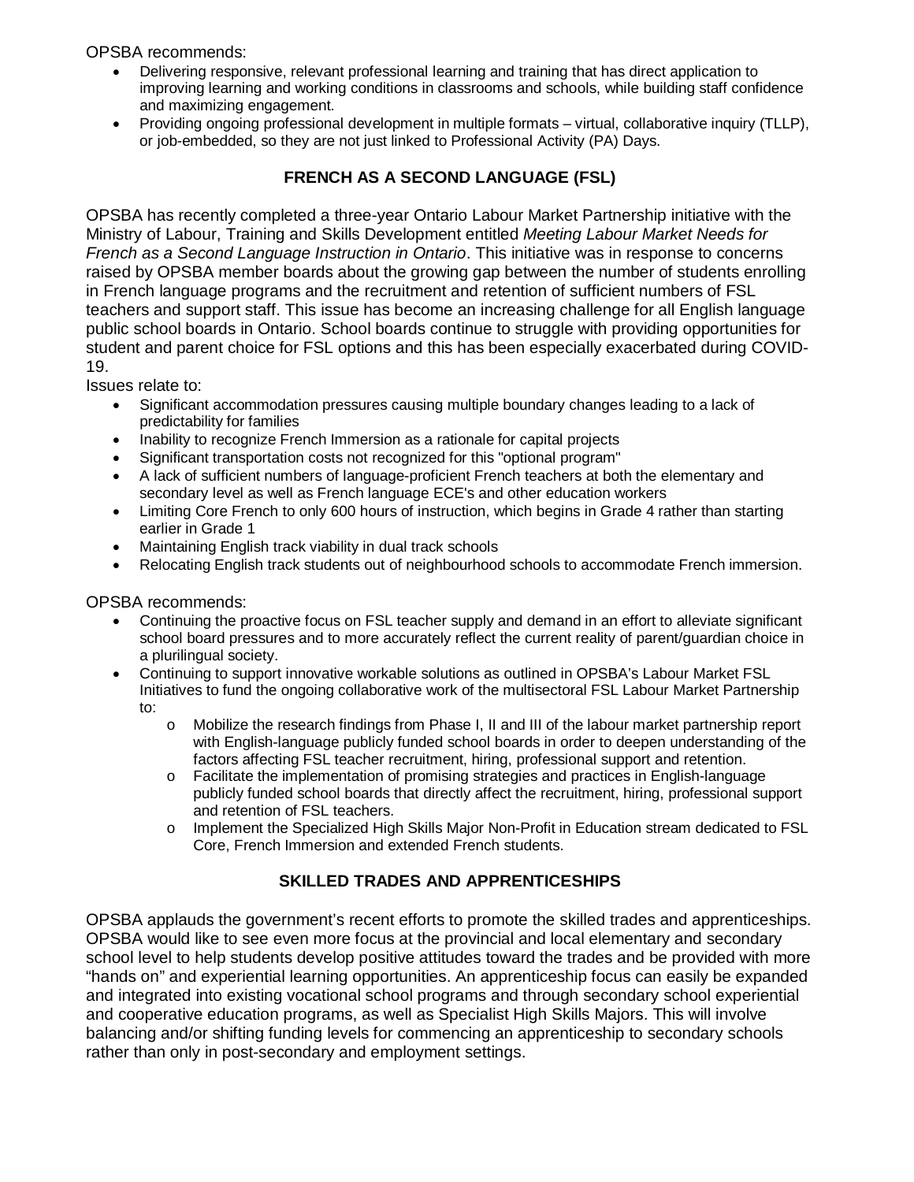OPSBA recommends:

- Delivering responsive, relevant professional learning and training that has direct application to improving learning and working conditions in classrooms and schools, while building staff confidence and maximizing engagement.
- Providing ongoing professional development in multiple formats – virtual, collaborative inquiry (TLLP), or job-embedded, so they are not just linked to Professional Activity (PA) Days.

## FRENCH AS A SECOND LANGUAGE (FSL)

OPSBA has recently completed a three-year Ontario Labour Market Partnership initiative with the Ministry of Labour, Training and Skills Development entitled *Meeting Labour Market Needs for French as a Second Language Instruction in Ontario*. This initiative was in response to concerns raised by OPSBA member boards about the growing gap between the number of students enrolling in French language programs and the recruitment and retention of sufficient numbers of FSL teachers and support staff. This issue has become an increasing challenge for all English language public school boards in Ontario. School boards continue to struggle with providing opportunities for student and parent choice for FSL options and this has been especially exacerbated during COVID-19.

Issues relate to:

- Significant accommodation pressures causing multiple boundary changes leading to a lack of predictability for families
- Inability to recognize French Immersion as a rationale for capital projects
- Significant transportation costs not recognized for this "optional program"
- A lack of sufficient numbers of language-proficient French teachers at both the elementary and secondary level as well as French language ECE's and other education workers
- Limiting Core French to only 600 hours of instruction, which begins in Grade 4 rather than starting earlier in Grade 1
- Maintaining English track viability in dual track schools
- Relocating English track students out of neighbourhood schools to accommodate French immersion.

OPSBA recommends:

- Continuing the proactive focus on FSL teacher supply and demand in an effort to alleviate significant school board pressures and to more accurately reflect the current reality of parent/guardian choice in a plurilingual society.
- Continuing to support innovative workable solutions as outlined in OPSBA's Labour Market FSL Initiatives to fund the ongoing collaborative work of the multisectoral FSL Labour Market Partnership to:
  - Mobilize the research findings from Phase I, II and III of the labour market partnership report with English-language publicly funded school boards in order to deepen understanding of the factors affecting FSL teacher recruitment, hiring, professional support and retention.
  - Facilitate the implementation of promising strategies and practices in English-language publicly funded school boards that directly affect the recruitment, hiring, professional support and retention of FSL teachers.
  - Implement the Specialized High Skills Major Non-Profit in Education stream dedicated to FSL Core, French Immersion and extended French students.

## SKILLED TRADES AND APPRENTICESHIPS

OPSBA applauds the government's recent efforts to promote the skilled trades and apprenticeships. OPSBA would like to see even more focus at the provincial and local elementary and secondary school level to help students develop positive attitudes toward the trades and be provided with more "hands on" and experiential learning opportunities. An apprenticeship focus can easily be expanded and integrated into existing vocational school programs and through secondary school experiential and cooperative education programs, as well as Specialist High Skills Majors. This will involve balancing and/or shifting funding levels for commencing an apprenticeship to secondary schools rather than only in post-secondary and employment settings.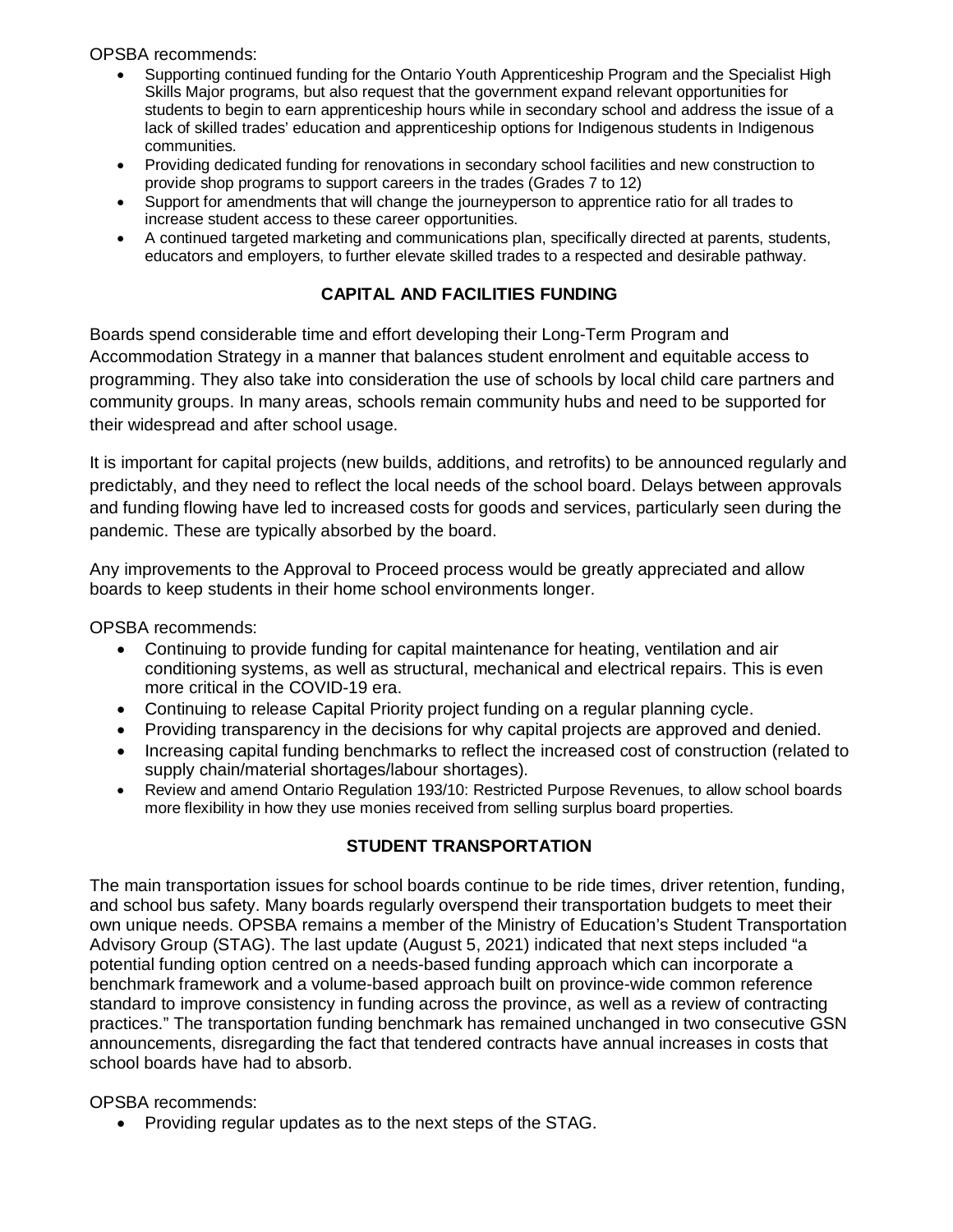OPSBA recommends:

- Supporting continued funding for the Ontario Youth Apprenticeship Program and the Specialist High Skills Major programs, but also request that the government expand relevant opportunities for students to begin to earn apprenticeship hours while in secondary school and address the issue of a lack of skilled trades' education and apprenticeship options for Indigenous students in Indigenous communities.
- Providing dedicated funding for renovations in secondary school facilities and new construction to provide shop programs to support careers in the trades (Grades 7 to 12)
- Support for amendments that will change the journeyperson to apprentice ratio for all trades to increase student access to these career opportunities.
- A continued targeted marketing and communications plan, specifically directed at parents, students, educators and employers, to further elevate skilled trades to a respected and desirable pathway.

## CAPITAL AND FACILITIES FUNDING

Boards spend considerable time and effort developing their Long-Term Program and Accommodation Strategy in a manner that balances student enrolment and equitable access to programming. They also take into consideration the use of schools by local child care partners and community groups. In many areas, schools remain community hubs and need to be supported for their widespread and after school usage.

It is important for capital projects (new builds, additions, and retrofits) to be announced regularly and predictably, and they need to reflect the local needs of the school board. Delays between approvals and funding flowing have led to increased costs for goods and services, particularly seen during the pandemic. These are typically absorbed by the board.

Any improvements to the Approval to Proceed process would be greatly appreciated and allow boards to keep students in their home school environments longer.

OPSBA recommends:

- Continuing to provide funding for capital maintenance for heating, ventilation and air conditioning systems, as well as structural, mechanical and electrical repairs. This is even more critical in the COVID-19 era.
- Continuing to release Capital Priority project funding on a regular planning cycle.
- Providing transparency in the decisions for why capital projects are approved and denied.
- Increasing capital funding benchmarks to reflect the increased cost of construction (related to supply chain/material shortages/labour shortages).
- Review and amend Ontario Regulation 193/10: Restricted Purpose Revenues, to allow school boards more flexibility in how they use monies received from selling surplus board properties.

## STUDENT TRANSPORTATION

The main transportation issues for school boards continue to be ride times, driver retention, funding, and school bus safety. Many boards regularly overspend their transportation budgets to meet their own unique needs. OPSBA remains a member of the Ministry of Education's Student Transportation Advisory Group (STAG). The last update (August 5, 2021) indicated that next steps included "a potential funding option centred on a needs-based funding approach which can incorporate a benchmark framework and a volume-based approach built on province-wide common reference standard to improve consistency in funding across the province, as well as a review of contracting practices." The transportation funding benchmark has remained unchanged in two consecutive GSN announcements, disregarding the fact that tendered contracts have annual increases in costs that school boards have had to absorb.

OPSBA recommends:

- Providing regular updates as to the next steps of the STAG.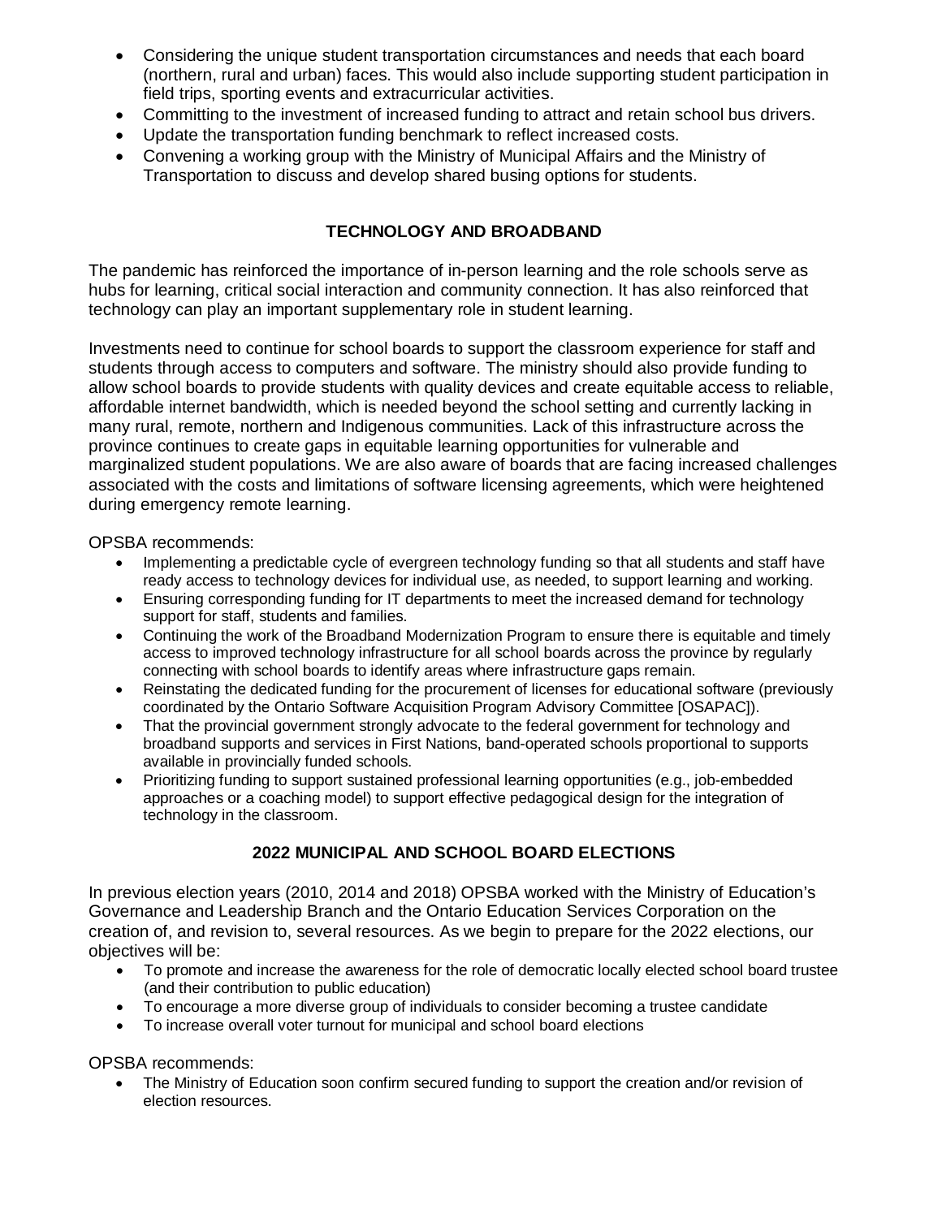- Considering the unique student transportation circumstances and needs that each board (northern, rural and urban) faces. This would also include supporting student participation in field trips, sporting events and extracurricular activities.
- Committing to the investment of increased funding to attract and retain school bus drivers.
- Update the transportation funding benchmark to reflect increased costs.
- Convening a working group with the Ministry of Municipal Affairs and the Ministry of Transportation to discuss and develop shared busing options for students.

## TECHNOLOGY AND BROADBAND

The pandemic has reinforced the importance of in-person learning and the role schools serve as hubs for learning, critical social interaction and community connection. It has also reinforced that technology can play an important supplementary role in student learning.

Investments need to continue for school boards to support the classroom experience for staff and students through access to computers and software. The ministry should also provide funding to allow school boards to provide students with quality devices and create equitable access to reliable, affordable internet bandwidth, which is needed beyond the school setting and currently lacking in many rural, remote, northern and Indigenous communities. Lack of this infrastructure across the province continues to create gaps in equitable learning opportunities for vulnerable and marginalized student populations. We are also aware of boards that are facing increased challenges associated with the costs and limitations of software licensing agreements, which were heightened during emergency remote learning.

OPSBA recommends:

- Implementing a predictable cycle of evergreen technology funding so that all students and staff have ready access to technology devices for individual use, as needed, to support learning and working.
- Ensuring corresponding funding for IT departments to meet the increased demand for technology support for staff, students and families.
- Continuing the work of the Broadband Modernization Program to ensure there is equitable and timely access to improved technology infrastructure for all school boards across the province by regularly connecting with school boards to identify areas where infrastructure gaps remain.
- Reinstating the dedicated funding for the procurement of licenses for educational software (previously coordinated by the Ontario Software Acquisition Program Advisory Committee [OSAPAC]).
- That the provincial government strongly advocate to the federal government for technology and broadband supports and services in First Nations, band-operated schools proportional to supports available in provincially funded schools.
- Prioritizing funding to support sustained professional learning opportunities (e.g., job-embedded approaches or a coaching model) to support effective pedagogical design for the integration of technology in the classroom.

## 2022 MUNICIPAL AND SCHOOL BOARD ELECTIONS

In previous election years (2010, 2014 and 2018) OPSBA worked with the Ministry of Education's Governance and Leadership Branch and the Ontario Education Services Corporation on the creation of, and revision to, several resources. As we begin to prepare for the 2022 elections, our objectives will be:

- To promote and increase the awareness for the role of democratic locally elected school board trustee (and their contribution to public education)
- To encourage a more diverse group of individuals to consider becoming a trustee candidate
- To increase overall voter turnout for municipal and school board elections

OPSBA recommends:

- The Ministry of Education soon confirm secured funding to support the creation and/or revision of election resources.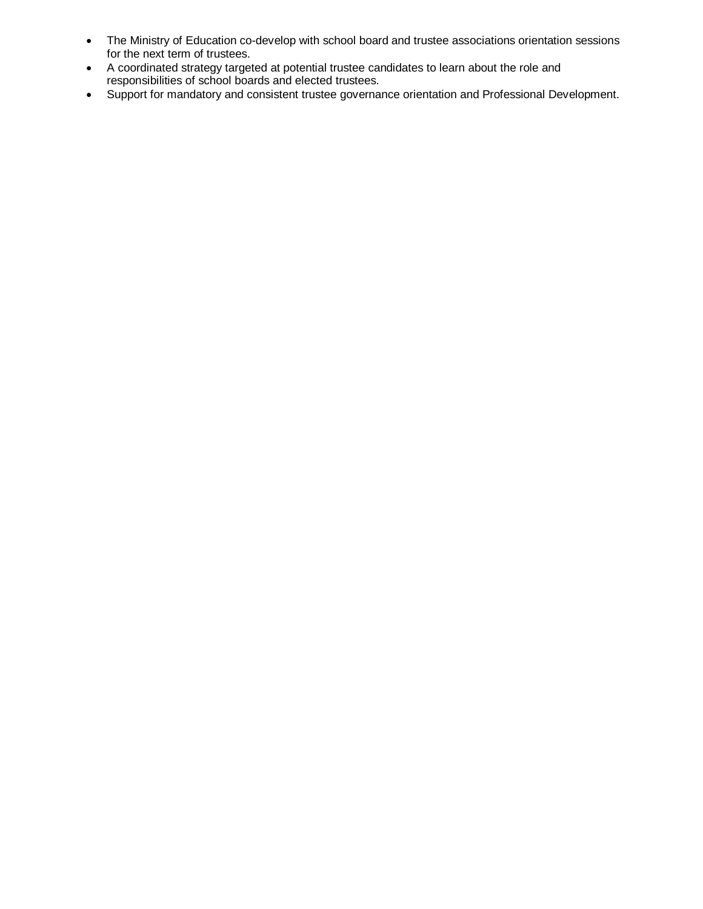- The Ministry of Education co-develop with school board and trustee associations orientation sessions for the next term of trustees.
- A coordinated strategy targeted at potential trustee candidates to learn about the role and responsibilities of school boards and elected trustees.
- Support for mandatory and consistent trustee governance orientation and Professional Development.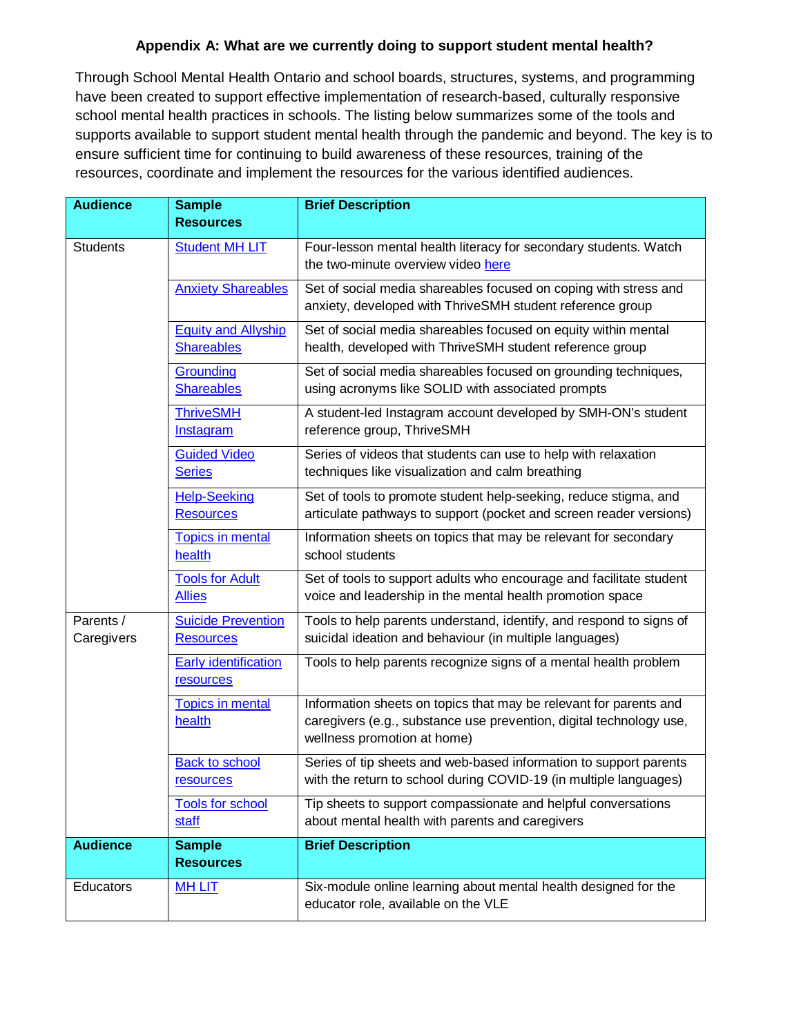**Appendix A: What are we currently doing to support student mental health?**

Through School Mental Health Ontario and school boards, structures, systems, and programming have been created to support effective implementation of research-based, culturally responsive school mental health practices in schools. The listing below summarizes some of the tools and supports available to support student mental health through the pandemic and beyond. The key is to ensure sufficient time for continuing to build awareness of these resources, training of the resources, coordinate and implement the resources for the various identified audiences.

| Audience | Sample Resources | Brief Description |
|---|---|---|
| Students | Student MH LIT | Four-lesson mental health literacy for secondary students. Watch the two-minute overview video here |
| | Anxiety Shareables | Set of social media shareables focused on coping with stress and anxiety, developed with ThriveSMH student reference group |
| | Equity and Allyship Shareables | Set of social media shareables focused on equity within mental health, developed with ThriveSMH student reference group |
| | Grounding Shareables | Set of social media shareables focused on grounding techniques, using acronyms like SOLID with associated prompts |
| | ThriveSMH Instagram | A student-led Instagram account developed by SMH-ON's student reference group, ThriveSMH |
| | Guided Video Series | Series of videos that students can use to help with relaxation techniques like visualization and calm breathing |
| | Help-Seeking Resources | Set of tools to promote student help-seeking, reduce stigma, and articulate pathways to support (pocket and screen reader versions) |
| | Topics in mental health | Information sheets on topics that may be relevant for secondary school students |
| | Tools for Adult Allies | Set of tools to support adults who encourage and facilitate student voice and leadership in the mental health promotion space |
| Parents / Caregivers | Suicide Prevention Resources | Tools to help parents understand, identify, and respond to signs of suicidal ideation and behaviour (in multiple languages) |
| | Early identification resources | Tools to help parents recognize signs of a mental health problem |
| | Topics in mental health | Information sheets on topics that may be relevant for parents and caregivers (e.g., substance use prevention, digital technology use, wellness promotion at home) |
| | Back to school resources | Series of tip sheets and web-based information to support parents with the return to school during COVID-19 (in multiple languages) |
| | Tools for school staff | Tip sheets to support compassionate and helpful conversations about mental health with parents and caregivers |
| **Audience** | **Sample Resources** | **Brief Description** |
| Educators | MH LIT | Six-module online learning about mental health designed for the educator role, available on the VLE |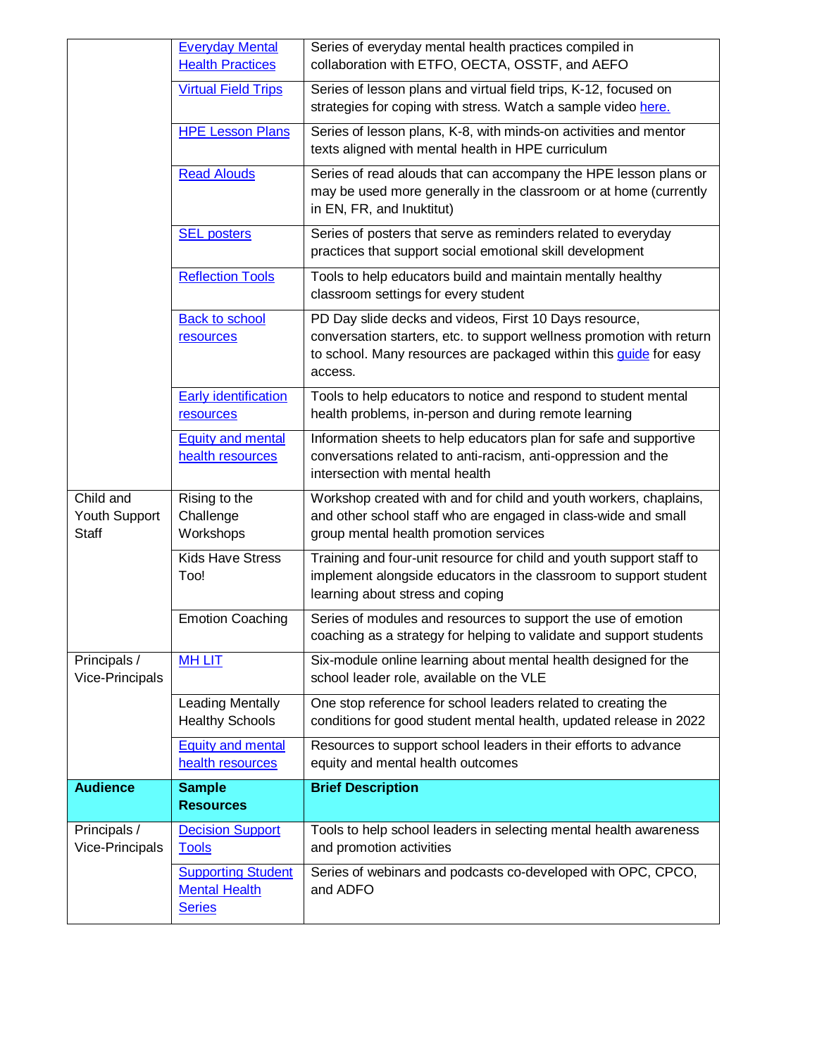| | | |
|---|---|---|
| | Everyday Mental Health Practices | Series of everyday mental health practices compiled in collaboration with ETFO, OECTA, OSSTF, and AEFO |
| | Virtual Field Trips | Series of lesson plans and virtual field trips, K-12, focused on strategies for coping with stress. Watch a sample video here. |
| | HPE Lesson Plans | Series of lesson plans, K-8, with minds-on activities and mentor texts aligned with mental health in HPE curriculum |
| | Read Alouds | Series of read alouds that can accompany the HPE lesson plans or may be used more generally in the classroom or at home (currently in EN, FR, and Inuktitut) |
| | SEL posters | Series of posters that serve as reminders related to everyday practices that support social emotional skill development |
| | Reflection Tools | Tools to help educators build and maintain mentally healthy classroom settings for every student |
| | Back to school resources | PD Day slide decks and videos, First 10 Days resource, conversation starters, etc. to support wellness promotion with return to school. Many resources are packaged within this guide for easy access. |
| | Early identification resources | Tools to help educators to notice and respond to student mental health problems, in-person and during remote learning |
| | Equity and mental health resources | Information sheets to help educators plan for safe and supportive conversations related to anti-racism, anti-oppression and the intersection with mental health |
| Child and Youth Support Staff | Rising to the Challenge Workshops | Workshop created with and for child and youth workers, chaplains, and other school staff who are engaged in class-wide and small group mental health promotion services |
| | Kids Have Stress Too! | Training and four-unit resource for child and youth support staff to implement alongside educators in the classroom to support student learning about stress and coping |
| | Emotion Coaching | Series of modules and resources to support the use of emotion coaching as a strategy for helping to validate and support students |
| Principals / Vice-Principals | MH LIT | Six-module online learning about mental health designed for the school leader role, available on the VLE |
| | Leading Mentally Healthy Schools | One stop reference for school leaders related to creating the conditions for good student mental health, updated release in 2022 |
| | Equity and mental health resources | Resources to support school leaders in their efforts to advance equity and mental health outcomes |
| **Audience** | **Sample Resources** | **Brief Description** |
| Principals / Vice-Principals | Decision Support Tools | Tools to help school leaders in selecting mental health awareness and promotion activities |
| | Supporting Student Mental Health Series | Series of webinars and podcasts co-developed with OPC, CPCO, and ADFO |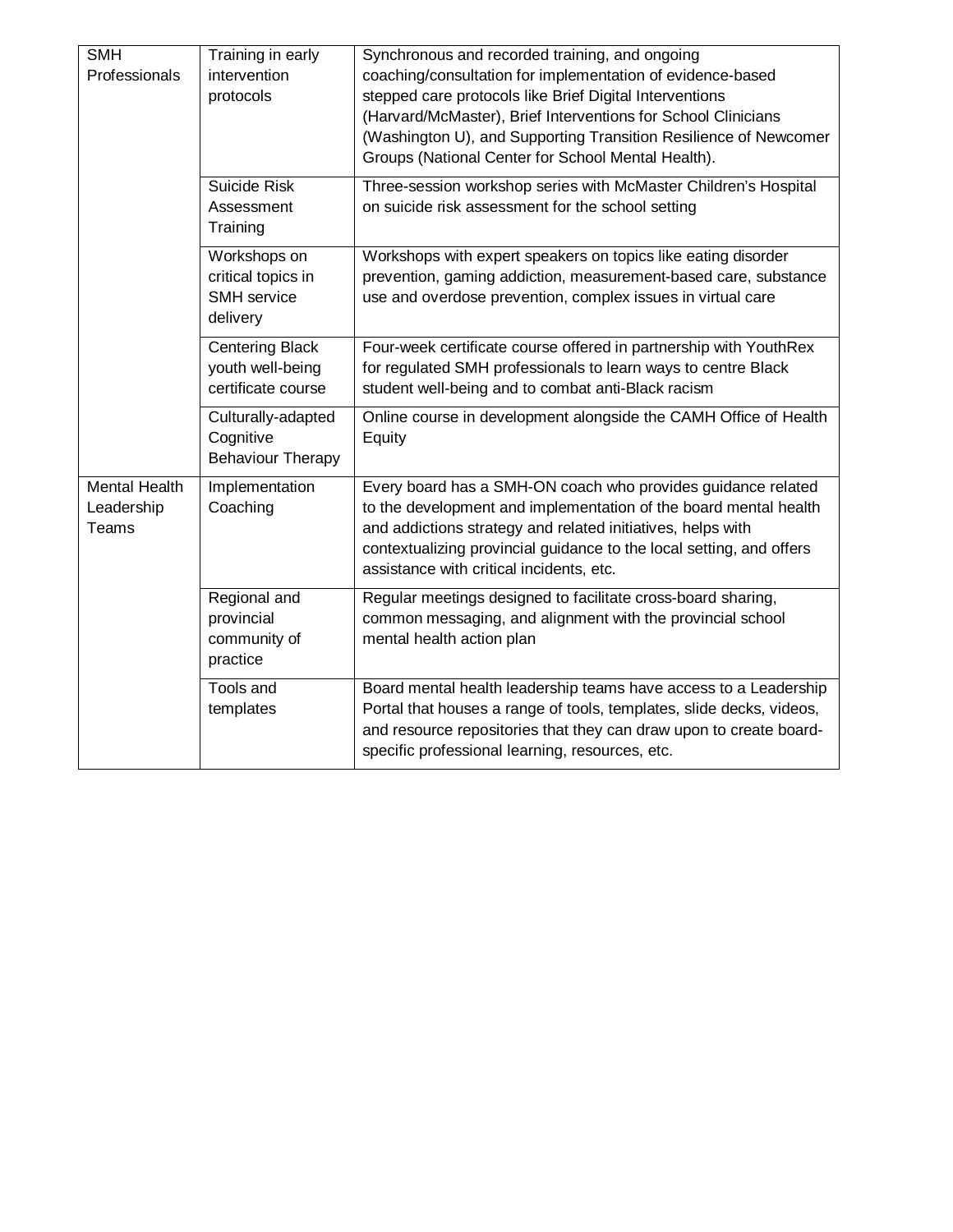| | | |
|---|---|---|
| SMH Professionals | Training in early intervention protocols | Synchronous and recorded training, and ongoing coaching/consultation for implementation of evidence-based stepped care protocols like Brief Digital Interventions (Harvard/McMaster), Brief Interventions for School Clinicians (Washington U), and Supporting Transition Resilience of Newcomer Groups (National Center for School Mental Health). |
| | Suicide Risk Assessment Training | Three-session workshop series with McMaster Children's Hospital on suicide risk assessment for the school setting |
| | Workshops on critical topics in SMH service delivery | Workshops with expert speakers on topics like eating disorder prevention, gaming addiction, measurement-based care, substance use and overdose prevention, complex issues in virtual care |
| | Centering Black youth well-being certificate course | Four-week certificate course offered in partnership with YouthRex for regulated SMH professionals to learn ways to centre Black student well-being and to combat anti-Black racism |
| | Culturally-adapted Cognitive Behaviour Therapy | Online course in development alongside the CAMH Office of Health Equity |
| Mental Health Leadership Teams | Implementation Coaching | Every board has a SMH-ON coach who provides guidance related to the development and implementation of the board mental health and addictions strategy and related initiatives, helps with contextualizing provincial guidance to the local setting, and offers assistance with critical incidents, etc. |
| | Regional and provincial community of practice | Regular meetings designed to facilitate cross-board sharing, common messaging, and alignment with the provincial school mental health action plan |
| | Tools and templates | Board mental health leadership teams have access to a Leadership Portal that houses a range of tools, templates, slide decks, videos, and resource repositories that they can draw upon to create board-specific professional learning, resources, etc. |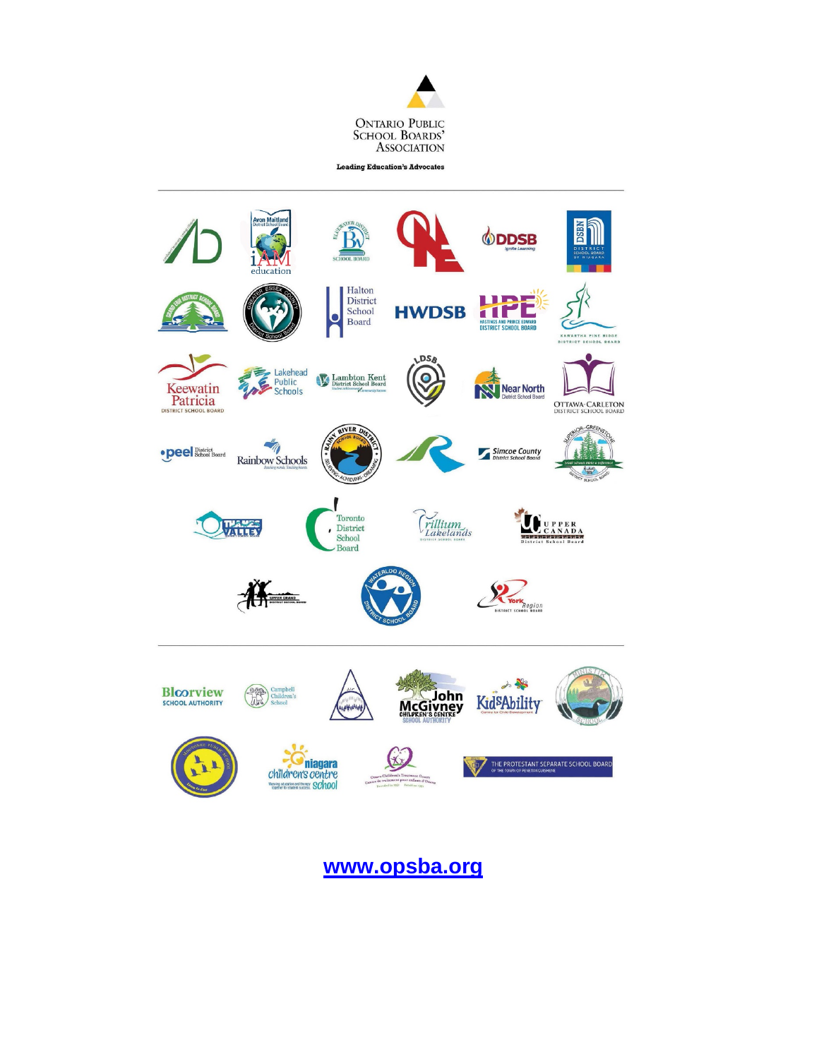ONTARIO PUBLIC SCHOOL BOARDS' ASSOCIATION

**Leading Education's Advocates**

---

---

**www.opsba.org**